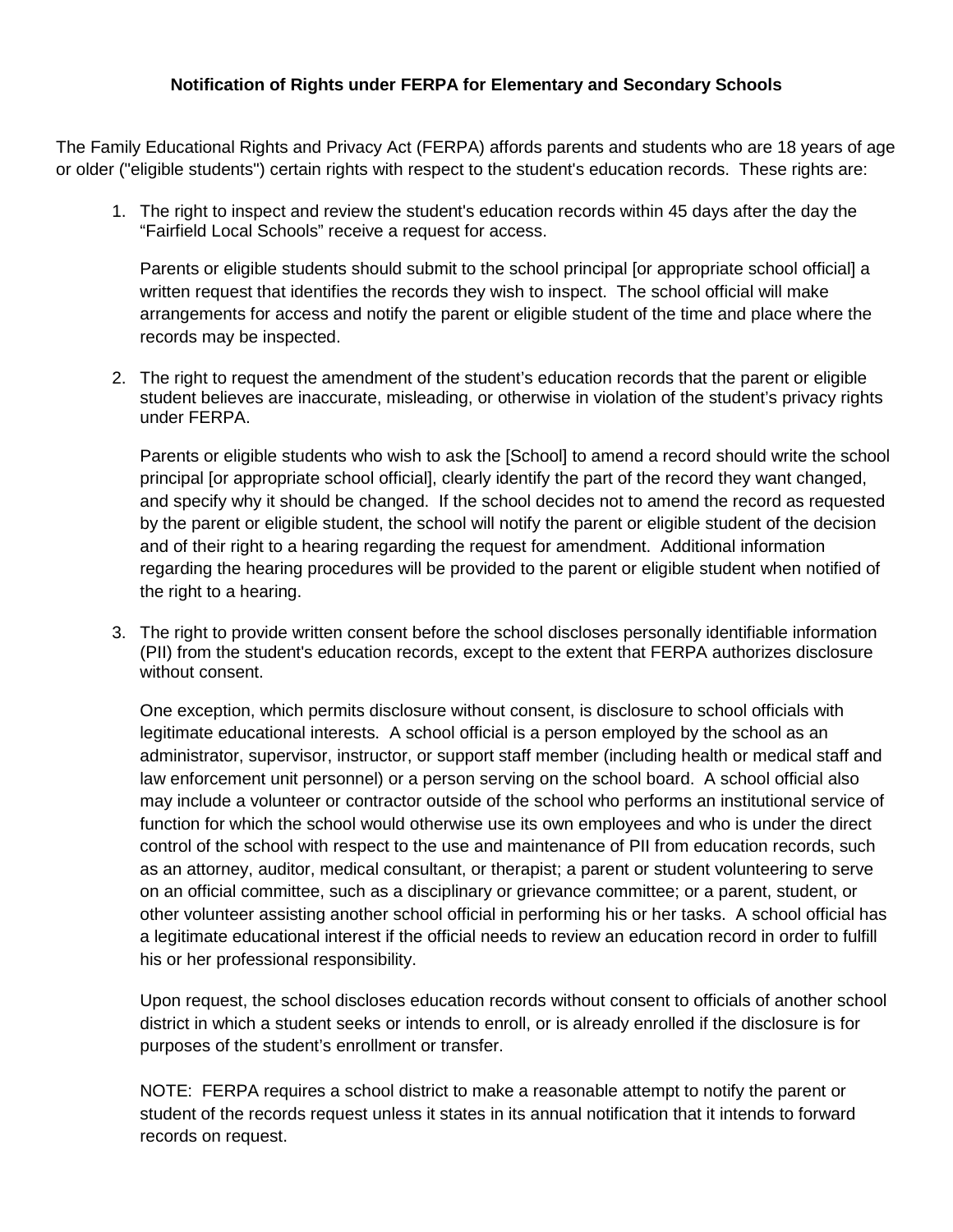**Notification of Rights under FERPA for Elementary and Secondary Schools**

The Family Educational Rights and Privacy Act (FERPA) affords parents and students who are 18 years of age or older ("eligible students") certain rights with respect to the student's education records. These rights are:

1. The right to inspect and review the student's education records within 45 days after the day the "Fairfield Local Schools" receive a request for access.

   Parents or eligible students should submit to the school principal [or appropriate school official] a written request that identifies the records they wish to inspect. The school official will make arrangements for access and notify the parent or eligible student of the time and place where the records may be inspected.

2. The right to request the amendment of the student's education records that the parent or eligible student believes are inaccurate, misleading, or otherwise in violation of the student's privacy rights under FERPA.

   Parents or eligible students who wish to ask the [School] to amend a record should write the school principal [or appropriate school official], clearly identify the part of the record they want changed, and specify why it should be changed. If the school decides not to amend the record as requested by the parent or eligible student, the school will notify the parent or eligible student of the decision and of their right to a hearing regarding the request for amendment. Additional information regarding the hearing procedures will be provided to the parent or eligible student when notified of the right to a hearing.

3. The right to provide written consent before the school discloses personally identifiable information (PII) from the student's education records, except to the extent that FERPA authorizes disclosure without consent.

   One exception, which permits disclosure without consent, is disclosure to school officials with legitimate educational interests. A school official is a person employed by the school as an administrator, supervisor, instructor, or support staff member (including health or medical staff and law enforcement unit personnel) or a person serving on the school board. A school official also may include a volunteer or contractor outside of the school who performs an institutional service of function for which the school would otherwise use its own employees and who is under the direct control of the school with respect to the use and maintenance of PII from education records, such as an attorney, auditor, medical consultant, or therapist; a parent or student volunteering to serve on an official committee, such as a disciplinary or grievance committee; or a parent, student, or other volunteer assisting another school official in performing his or her tasks. A school official has a legitimate educational interest if the official needs to review an education record in order to fulfill his or her professional responsibility.

   Upon request, the school discloses education records without consent to officials of another school district in which a student seeks or intends to enroll, or is already enrolled if the disclosure is for purposes of the student's enrollment or transfer.

   NOTE: FERPA requires a school district to make a reasonable attempt to notify the parent or student of the records request unless it states in its annual notification that it intends to forward records on request.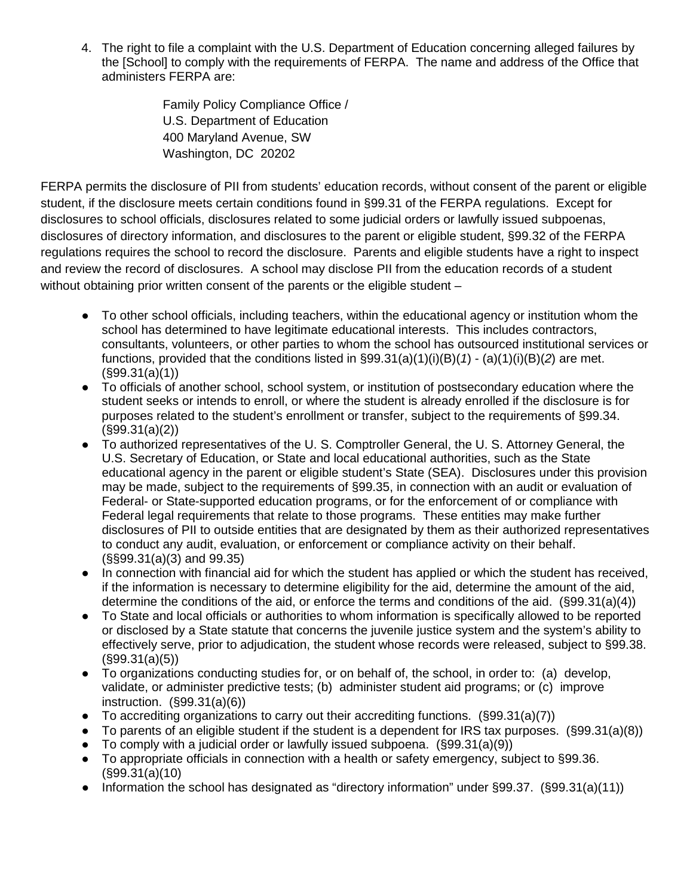4. The right to file a complaint with the U.S. Department of Education concerning alleged failures by the [School] to comply with the requirements of FERPA. The name and address of the Office that administers FERPA are:

   Family Policy Compliance Office /
   U.S. Department of Education
   400 Maryland Avenue, SW
   Washington, DC 20202

FERPA permits the disclosure of PII from students' education records, without consent of the parent or eligible student, if the disclosure meets certain conditions found in §99.31 of the FERPA regulations. Except for disclosures to school officials, disclosures related to some judicial orders or lawfully issued subpoenas, disclosures of directory information, and disclosures to the parent or eligible student, §99.32 of the FERPA regulations requires the school to record the disclosure. Parents and eligible students have a right to inspect and review the record of disclosures. A school may disclose PII from the education records of a student without obtaining prior written consent of the parents or the eligible student –

- To other school officials, including teachers, within the educational agency or institution whom the school has determined to have legitimate educational interests. This includes contractors, consultants, volunteers, or other parties to whom the school has outsourced institutional services or functions, provided that the conditions listed in §99.31(a)(1)(i)(B)(*1*) - (a)(1)(i)(B)(*2*) are met. (§99.31(a)(1))
- To officials of another school, school system, or institution of postsecondary education where the student seeks or intends to enroll, or where the student is already enrolled if the disclosure is for purposes related to the student's enrollment or transfer, subject to the requirements of §99.34. (§99.31(a)(2))
- To authorized representatives of the U. S. Comptroller General, the U. S. Attorney General, the U.S. Secretary of Education, or State and local educational authorities, such as the State educational agency in the parent or eligible student's State (SEA). Disclosures under this provision may be made, subject to the requirements of §99.35, in connection with an audit or evaluation of Federal- or State-supported education programs, or for the enforcement of or compliance with Federal legal requirements that relate to those programs. These entities may make further disclosures of PII to outside entities that are designated by them as their authorized representatives to conduct any audit, evaluation, or enforcement or compliance activity on their behalf. (§§99.31(a)(3) and 99.35)
- In connection with financial aid for which the student has applied or which the student has received, if the information is necessary to determine eligibility for the aid, determine the amount of the aid, determine the conditions of the aid, or enforce the terms and conditions of the aid. (§99.31(a)(4))
- To State and local officials or authorities to whom information is specifically allowed to be reported or disclosed by a State statute that concerns the juvenile justice system and the system's ability to effectively serve, prior to adjudication, the student whose records were released, subject to §99.38. (§99.31(a)(5))
- To organizations conducting studies for, or on behalf of, the school, in order to: (a) develop, validate, or administer predictive tests; (b) administer student aid programs; or (c) improve instruction. (§99.31(a)(6))
- To accrediting organizations to carry out their accrediting functions. (§99.31(a)(7))
- To parents of an eligible student if the student is a dependent for IRS tax purposes. (§99.31(a)(8))
- To comply with a judicial order or lawfully issued subpoena. (§99.31(a)(9))
- To appropriate officials in connection with a health or safety emergency, subject to §99.36. (§99.31(a)(10)
- Information the school has designated as "directory information" under §99.37. (§99.31(a)(11))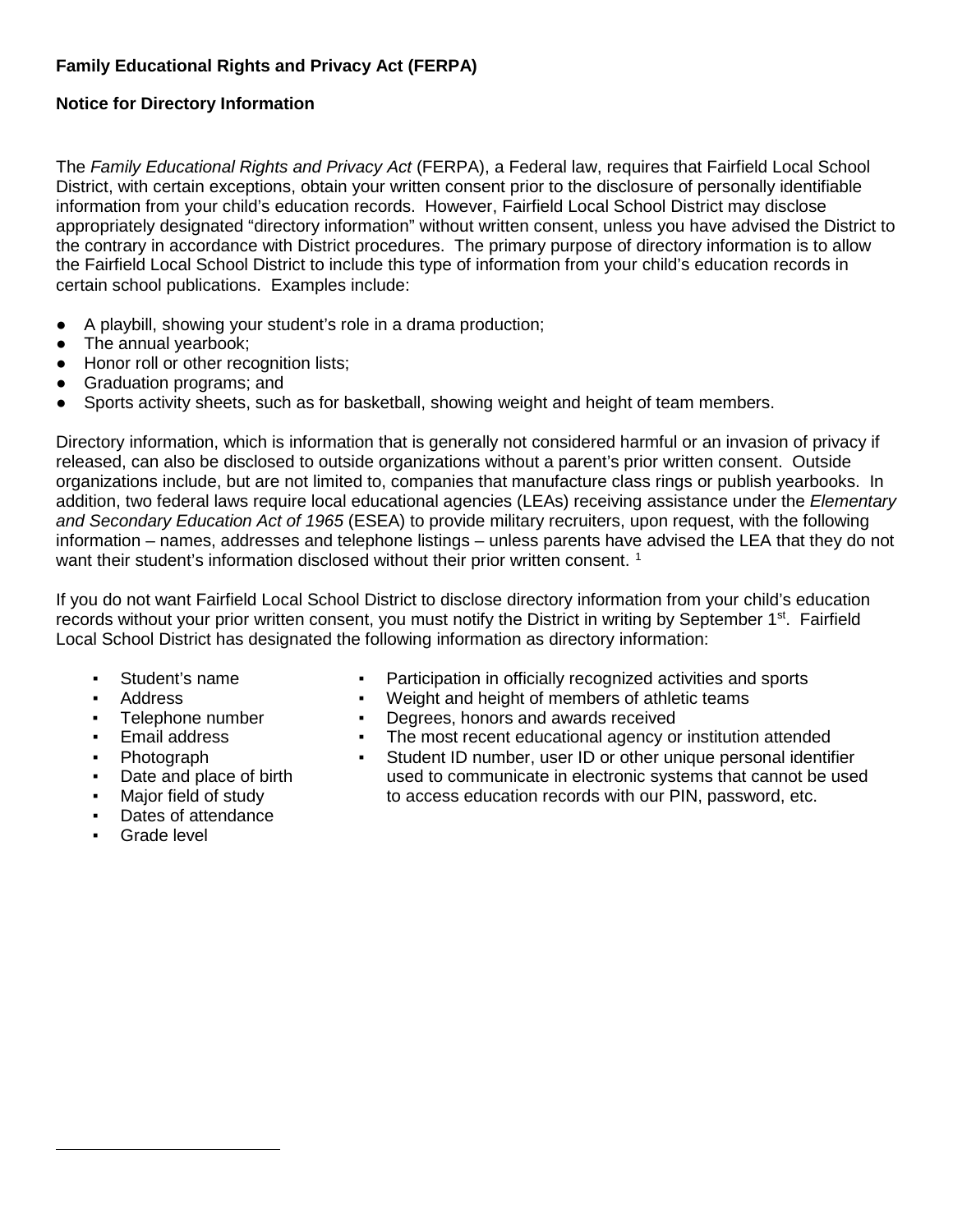**Family Educational Rights and Privacy Act (FERPA)**

**Notice for Directory Information**

The *Family Educational Rights and Privacy Act* (FERPA), a Federal law, requires that Fairfield Local School District, with certain exceptions, obtain your written consent prior to the disclosure of personally identifiable information from your child's education records. However, Fairfield Local School District may disclose appropriately designated "directory information" without written consent, unless you have advised the District to the contrary in accordance with District procedures. The primary purpose of directory information is to allow the Fairfield Local School District to include this type of information from your child's education records in certain school publications. Examples include:

- A playbill, showing your student's role in a drama production;
- The annual yearbook;
- Honor roll or other recognition lists;
- Graduation programs; and
- Sports activity sheets, such as for basketball, showing weight and height of team members.

Directory information, which is information that is generally not considered harmful or an invasion of privacy if released, can also be disclosed to outside organizations without a parent's prior written consent. Outside organizations include, but are not limited to, companies that manufacture class rings or publish yearbooks. In addition, two federal laws require local educational agencies (LEAs) receiving assistance under the *Elementary and Secondary Education Act of 1965* (ESEA) to provide military recruiters, upon request, with the following information – names, addresses and telephone listings – unless parents have advised the LEA that they do not want their student's information disclosed without their prior written consent. [1]

If you do not want Fairfield Local School District to disclose directory information from your child's education records without your prior written consent, you must notify the District in writing by September 1st. Fairfield Local School District has designated the following information as directory information:

- Student's name
- Address
- Telephone number
- Email address
- Photograph
- Date and place of birth
- Major field of study
- Dates of attendance
- Grade level
- Participation in officially recognized activities and sports
- Weight and height of members of athletic teams
- Degrees, honors and awards received
- The most recent educational agency or institution attended
- Student ID number, user ID or other unique personal identifier used to communicate in electronic systems that cannot be used to access education records with our PIN, password, etc.